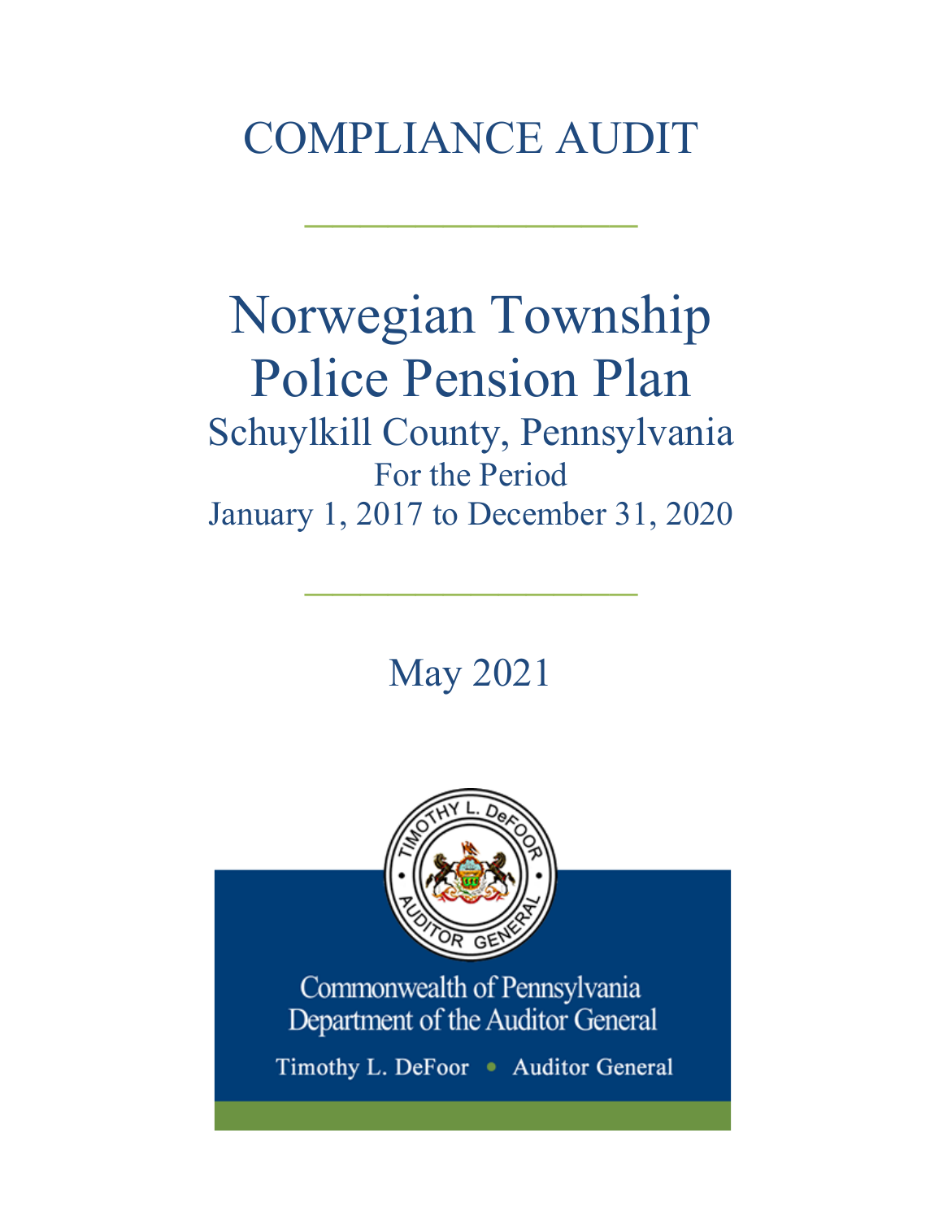# COMPLIANCE AUDIT

---

# Norwegian Township Police Pension Plan

## Schuylkill County, Pennsylvania

For the Period

January 1, 2017 to December 31, 2020

---

May 2021

Commonwealth of Pennsylvania
Department of the Auditor General

Timothy L. DeFoor • Auditor General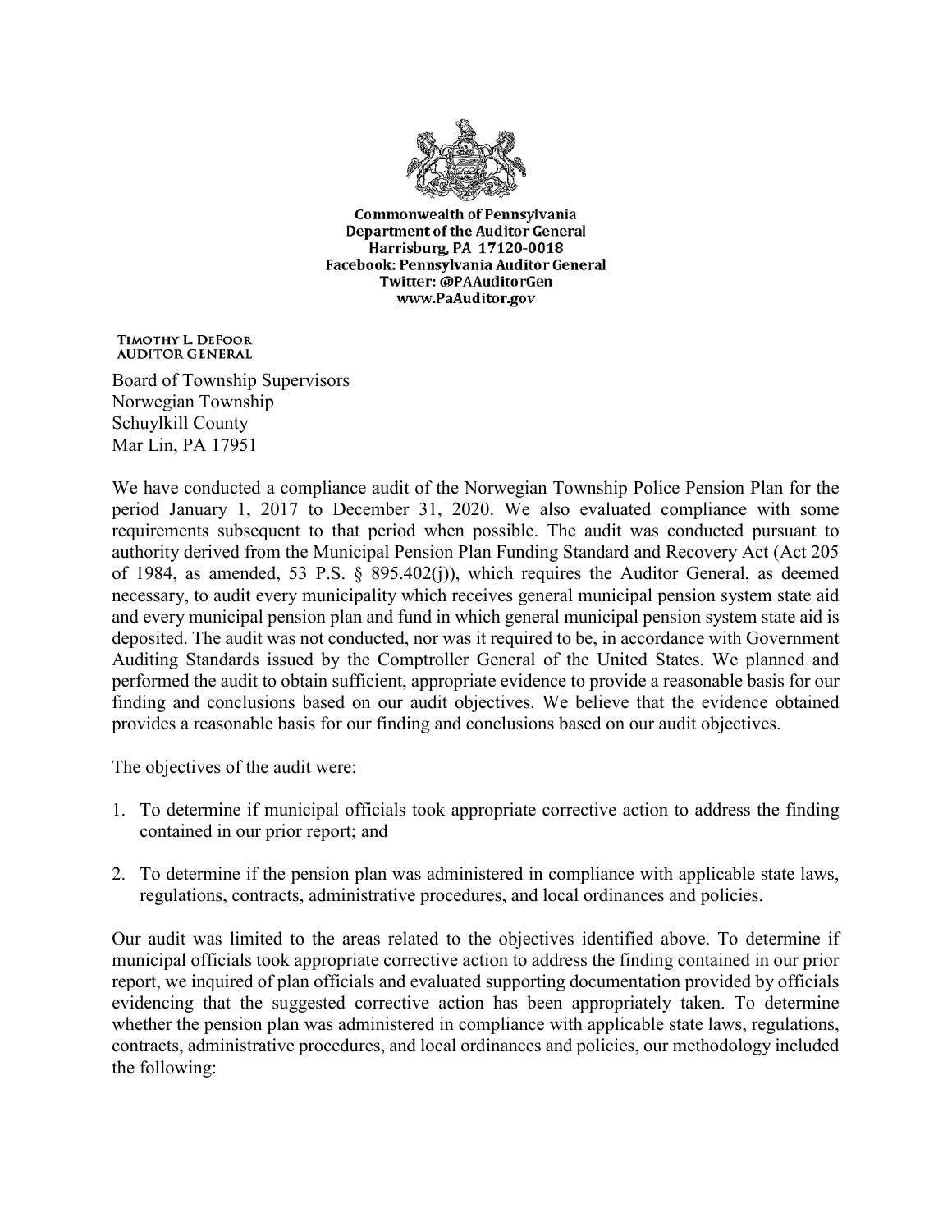Commonwealth of Pennsylvania
Department of the Auditor General
Harrisburg, PA 17120-0018
Facebook: Pennsylvania Auditor General
Twitter: @PAAuditorGen
www.PaAuditor.gov

TIMOTHY L. DEFOOR
AUDITOR GENERAL

Board of Township Supervisors
Norwegian Township
Schuylkill County
Mar Lin, PA 17951

We have conducted a compliance audit of the Norwegian Township Police Pension Plan for the period January 1, 2017 to December 31, 2020. We also evaluated compliance with some requirements subsequent to that period when possible. The audit was conducted pursuant to authority derived from the Municipal Pension Plan Funding Standard and Recovery Act (Act 205 of 1984, as amended, 53 P.S. § 895.402(j)), which requires the Auditor General, as deemed necessary, to audit every municipality which receives general municipal pension system state aid and every municipal pension plan and fund in which general municipal pension system state aid is deposited. The audit was not conducted, nor was it required to be, in accordance with Government Auditing Standards issued by the Comptroller General of the United States. We planned and performed the audit to obtain sufficient, appropriate evidence to provide a reasonable basis for our finding and conclusions based on our audit objectives. We believe that the evidence obtained provides a reasonable basis for our finding and conclusions based on our audit objectives.

The objectives of the audit were:

1. To determine if municipal officials took appropriate corrective action to address the finding contained in our prior report; and

2. To determine if the pension plan was administered in compliance with applicable state laws, regulations, contracts, administrative procedures, and local ordinances and policies.

Our audit was limited to the areas related to the objectives identified above. To determine if municipal officials took appropriate corrective action to address the finding contained in our prior report, we inquired of plan officials and evaluated supporting documentation provided by officials evidencing that the suggested corrective action has been appropriately taken. To determine whether the pension plan was administered in compliance with applicable state laws, regulations, contracts, administrative procedures, and local ordinances and policies, our methodology included the following: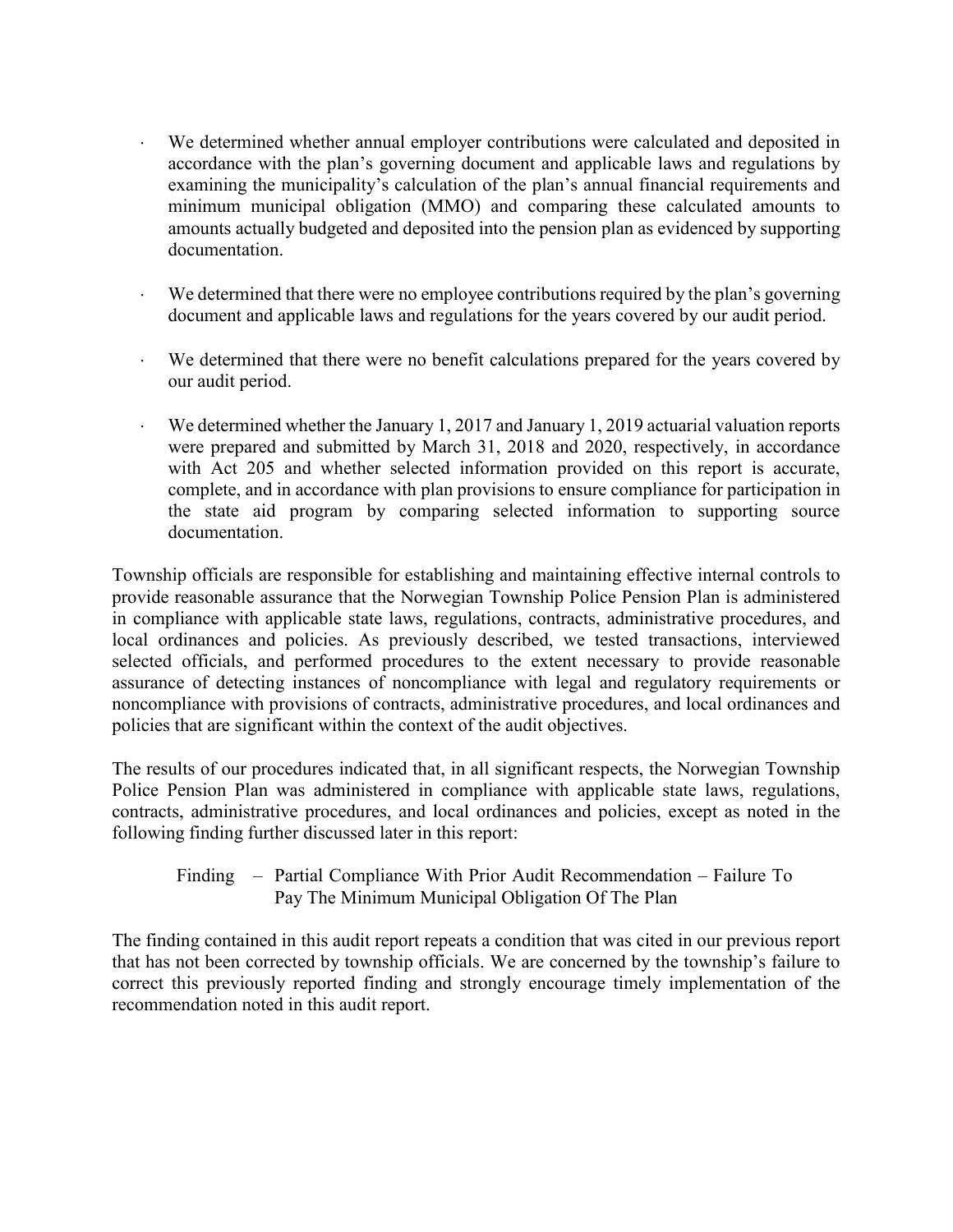- We determined whether annual employer contributions were calculated and deposited in accordance with the plan's governing document and applicable laws and regulations by examining the municipality's calculation of the plan's annual financial requirements and minimum municipal obligation (MMO) and comparing these calculated amounts to amounts actually budgeted and deposited into the pension plan as evidenced by supporting documentation.

- We determined that there were no employee contributions required by the plan's governing document and applicable laws and regulations for the years covered by our audit period.

- We determined that there were no benefit calculations prepared for the years covered by our audit period.

- We determined whether the January 1, 2017 and January 1, 2019 actuarial valuation reports were prepared and submitted by March 31, 2018 and 2020, respectively, in accordance with Act 205 and whether selected information provided on this report is accurate, complete, and in accordance with plan provisions to ensure compliance for participation in the state aid program by comparing selected information to supporting source documentation.

Township officials are responsible for establishing and maintaining effective internal controls to provide reasonable assurance that the Norwegian Township Police Pension Plan is administered in compliance with applicable state laws, regulations, contracts, administrative procedures, and local ordinances and policies. As previously described, we tested transactions, interviewed selected officials, and performed procedures to the extent necessary to provide reasonable assurance of detecting instances of noncompliance with legal and regulatory requirements or noncompliance with provisions of contracts, administrative procedures, and local ordinances and policies that are significant within the context of the audit objectives.

The results of our procedures indicated that, in all significant respects, the Norwegian Township Police Pension Plan was administered in compliance with applicable state laws, regulations, contracts, administrative procedures, and local ordinances and policies, except as noted in the following finding further discussed later in this report:

> Finding – Partial Compliance With Prior Audit Recommendation – Failure To Pay The Minimum Municipal Obligation Of The Plan

The finding contained in this audit report repeats a condition that was cited in our previous report that has not been corrected by township officials. We are concerned by the township's failure to correct this previously reported finding and strongly encourage timely implementation of the recommendation noted in this audit report.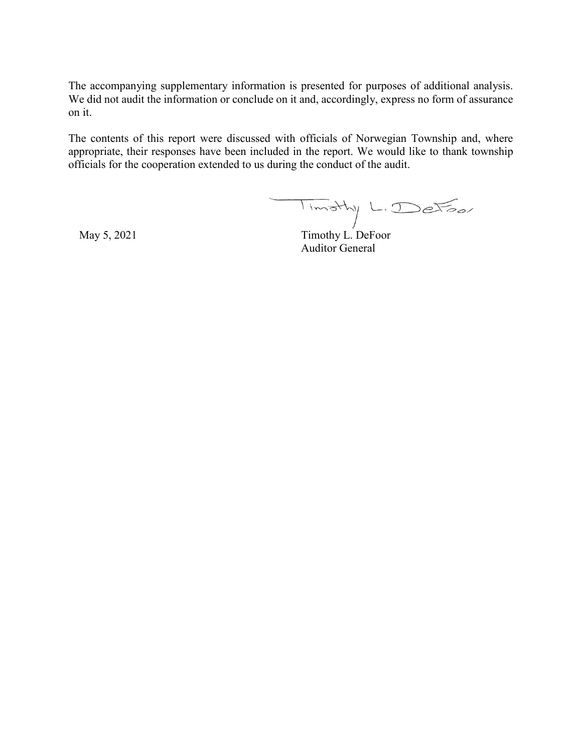The accompanying supplementary information is presented for purposes of additional analysis. We did not audit the information or conclude on it and, accordingly, express no form of assurance on it.

The contents of this report were discussed with officials of Norwegian Township and, where appropriate, their responses have been included in the report. We would like to thank township officials for the cooperation extended to us during the conduct of the audit.

May 5, 2021

Timothy L. DeFoor
Auditor General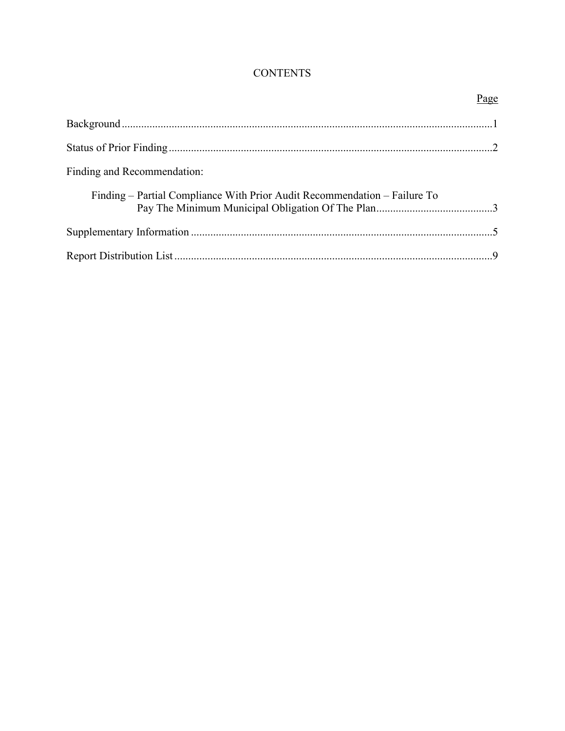# CONTENTS

| | Page |
|---|---|
| Background | 1 |
| Status of Prior Finding | 2 |
| Finding and Recommendation: | |
| Finding – Partial Compliance With Prior Audit Recommendation – Failure To Pay The Minimum Municipal Obligation Of The Plan | 3 |
| Supplementary Information | 5 |
| Report Distribution List | 9 |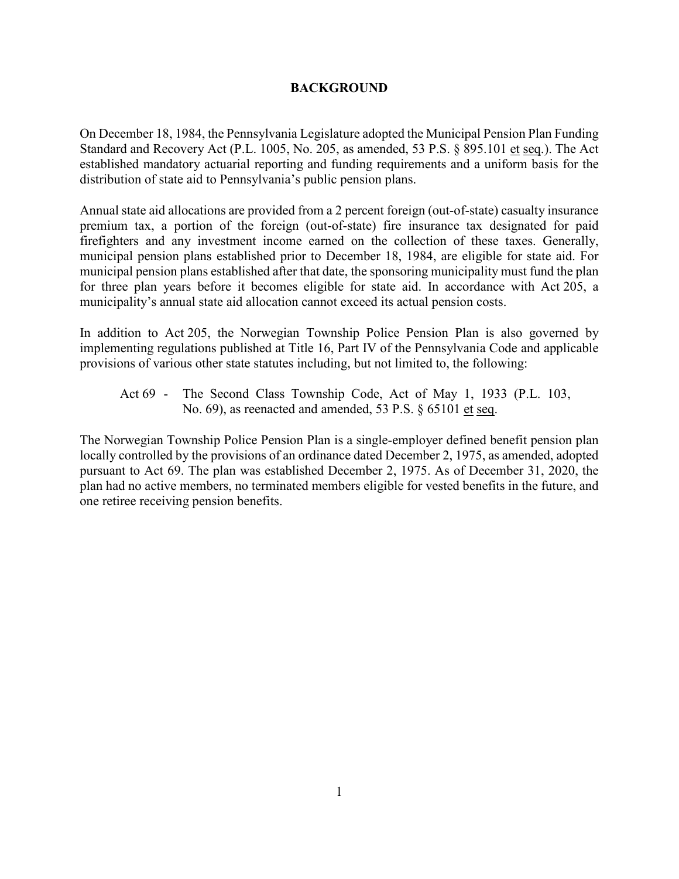# BACKGROUND

On December 18, 1984, the Pennsylvania Legislature adopted the Municipal Pension Plan Funding Standard and Recovery Act (P.L. 1005, No. 205, as amended, 53 P.S. § 895.101 et seq.). The Act established mandatory actuarial reporting and funding requirements and a uniform basis for the distribution of state aid to Pennsylvania's public pension plans.

Annual state aid allocations are provided from a 2 percent foreign (out-of-state) casualty insurance premium tax, a portion of the foreign (out-of-state) fire insurance tax designated for paid firefighters and any investment income earned on the collection of these taxes. Generally, municipal pension plans established prior to December 18, 1984, are eligible for state aid. For municipal pension plans established after that date, the sponsoring municipality must fund the plan for three plan years before it becomes eligible for state aid. In accordance with Act 205, a municipality's annual state aid allocation cannot exceed its actual pension costs.

In addition to Act 205, the Norwegian Township Police Pension Plan is also governed by implementing regulations published at Title 16, Part IV of the Pennsylvania Code and applicable provisions of various other state statutes including, but not limited to, the following:

Act 69 - The Second Class Township Code, Act of May 1, 1933 (P.L. 103, No. 69), as reenacted and amended, 53 P.S. § 65101 et seq.

The Norwegian Township Police Pension Plan is a single-employer defined benefit pension plan locally controlled by the provisions of an ordinance dated December 2, 1975, as amended, adopted pursuant to Act 69. The plan was established December 2, 1975. As of December 31, 2020, the plan had no active members, no terminated members eligible for vested benefits in the future, and one retiree receiving pension benefits.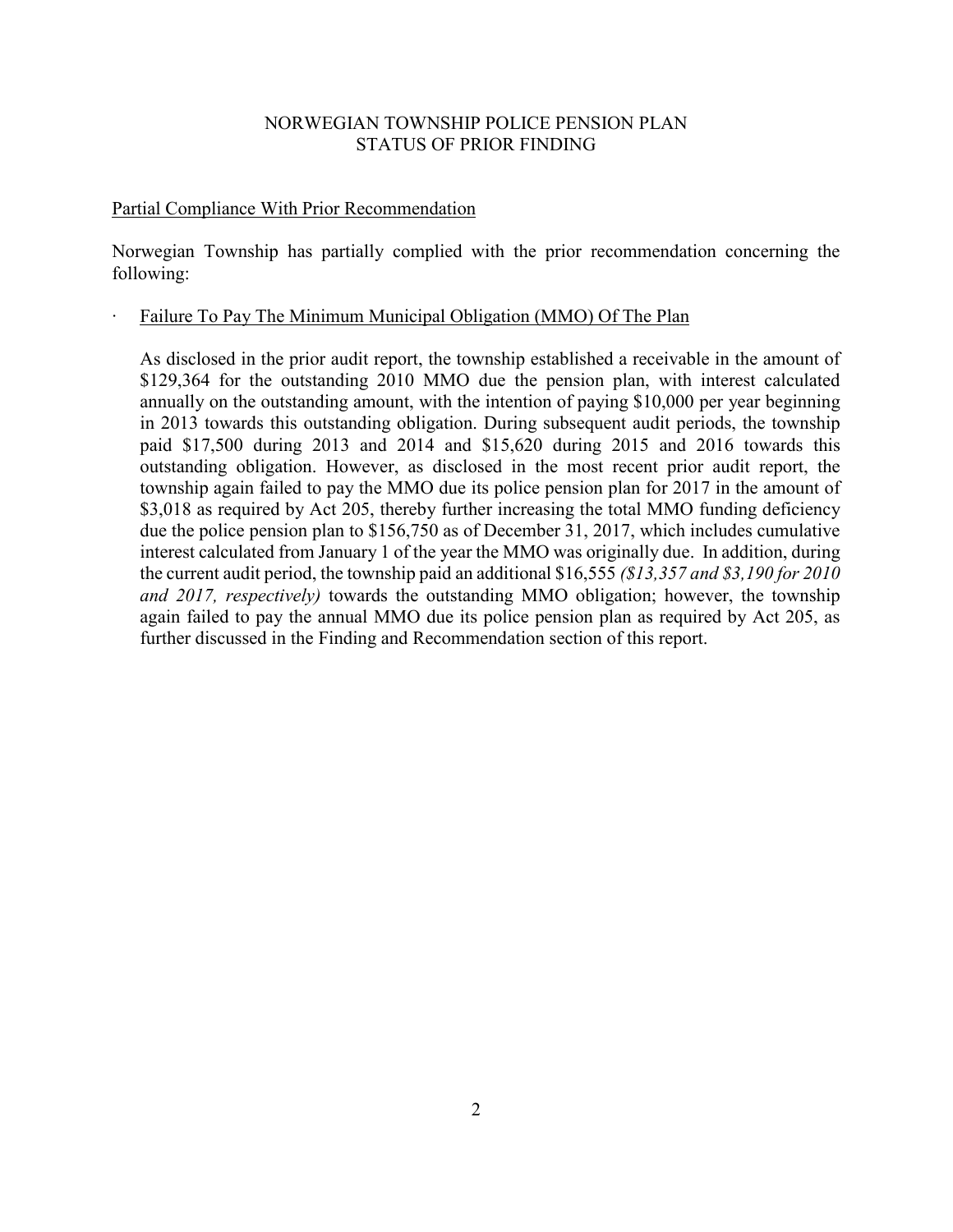# NORWEGIAN TOWNSHIP POLICE PENSION PLAN
## STATUS OF PRIOR FINDING

Partial Compliance With Prior Recommendation

Norwegian Township has partially complied with the prior recommendation concerning the following:

- Failure To Pay The Minimum Municipal Obligation (MMO) Of The Plan

  As disclosed in the prior audit report, the township established a receivable in the amount of $129,364 for the outstanding 2010 MMO due the pension plan, with interest calculated annually on the outstanding amount, with the intention of paying $10,000 per year beginning in 2013 towards this outstanding obligation. During subsequent audit periods, the township paid $17,500 during 2013 and 2014 and $15,620 during 2015 and 2016 towards this outstanding obligation. However, as disclosed in the most recent prior audit report, the township again failed to pay the MMO due its police pension plan for 2017 in the amount of $3,018 as required by Act 205, thereby further increasing the total MMO funding deficiency due the police pension plan to $156,750 as of December 31, 2017, which includes cumulative interest calculated from January 1 of the year the MMO was originally due. In addition, during the current audit period, the township paid an additional $16,555 *($13,357 and $3,190 for 2010 and 2017, respectively)* towards the outstanding MMO obligation; however, the township again failed to pay the annual MMO due its police pension plan as required by Act 205, as further discussed in the Finding and Recommendation section of this report.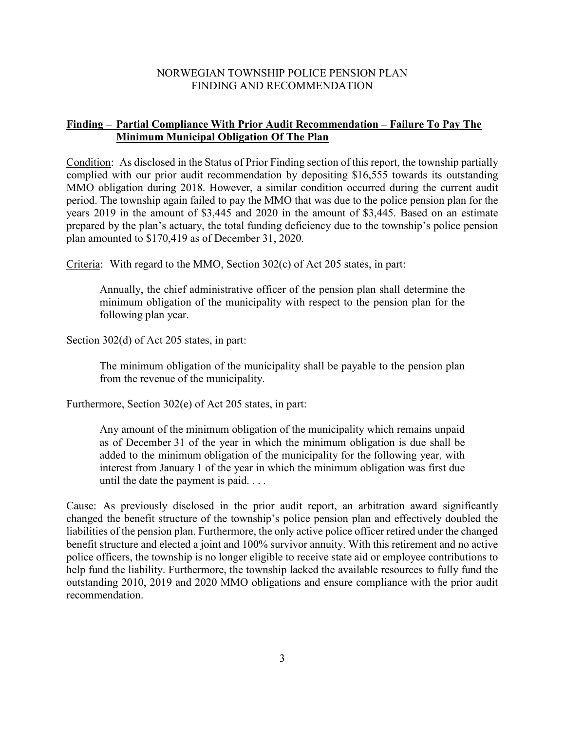NORWEGIAN TOWNSHIP POLICE PENSION PLAN
FINDING AND RECOMMENDATION

**Finding – Partial Compliance With Prior Audit Recommendation – Failure To Pay The Minimum Municipal Obligation Of The Plan**

Condition: As disclosed in the Status of Prior Finding section of this report, the township partially complied with our prior audit recommendation by depositing $16,555 towards its outstanding MMO obligation during 2018. However, a similar condition occurred during the current audit period. The township again failed to pay the MMO that was due to the police pension plan for the years 2019 in the amount of $3,445 and 2020 in the amount of $3,445. Based on an estimate prepared by the plan's actuary, the total funding deficiency due to the township's police pension plan amounted to $170,419 as of December 31, 2020.

Criteria: With regard to the MMO, Section 302(c) of Act 205 states, in part:

> Annually, the chief administrative officer of the pension plan shall determine the minimum obligation of the municipality with respect to the pension plan for the following plan year.

Section 302(d) of Act 205 states, in part:

> The minimum obligation of the municipality shall be payable to the pension plan from the revenue of the municipality.

Furthermore, Section 302(e) of Act 205 states, in part:

> Any amount of the minimum obligation of the municipality which remains unpaid as of December 31 of the year in which the minimum obligation is due shall be added to the minimum obligation of the municipality for the following year, with interest from January 1 of the year in which the minimum obligation was first due until the date the payment is paid. . . .

Cause: As previously disclosed in the prior audit report, an arbitration award significantly changed the benefit structure of the township's police pension plan and effectively doubled the liabilities of the pension plan. Furthermore, the only active police officer retired under the changed benefit structure and elected a joint and 100% survivor annuity. With this retirement and no active police officers, the township is no longer eligible to receive state aid or employee contributions to help fund the liability. Furthermore, the township lacked the available resources to fully fund the outstanding 2010, 2019 and 2020 MMO obligations and ensure compliance with the prior audit recommendation.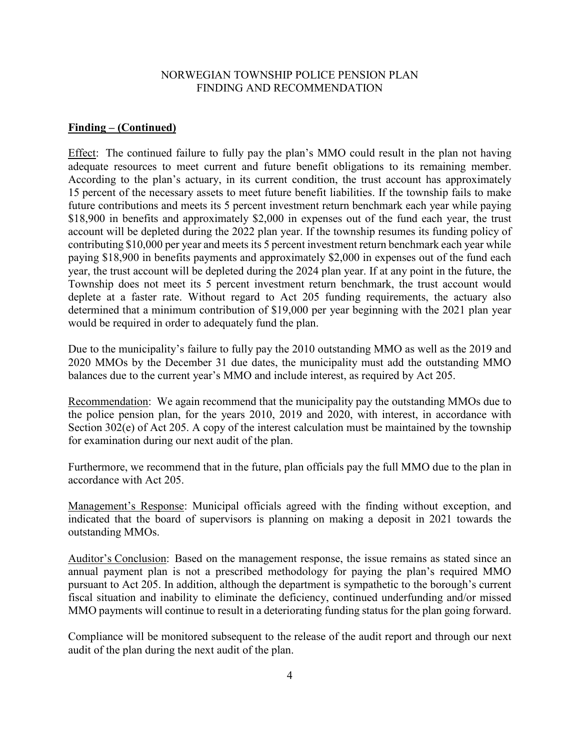NORWEGIAN TOWNSHIP POLICE PENSION PLAN
FINDING AND RECOMMENDATION

**Finding – (Continued)**

Effect: The continued failure to fully pay the plan's MMO could result in the plan not having adequate resources to meet current and future benefit obligations to its remaining member. According to the plan's actuary, in its current condition, the trust account has approximately 15 percent of the necessary assets to meet future benefit liabilities. If the township fails to make future contributions and meets its 5 percent investment return benchmark each year while paying $18,900 in benefits and approximately $2,000 in expenses out of the fund each year, the trust account will be depleted during the 2022 plan year. If the township resumes its funding policy of contributing $10,000 per year and meets its 5 percent investment return benchmark each year while paying $18,900 in benefits payments and approximately $2,000 in expenses out of the fund each year, the trust account will be depleted during the 2024 plan year. If at any point in the future, the Township does not meet its 5 percent investment return benchmark, the trust account would deplete at a faster rate. Without regard to Act 205 funding requirements, the actuary also determined that a minimum contribution of $19,000 per year beginning with the 2021 plan year would be required in order to adequately fund the plan.

Due to the municipality's failure to fully pay the 2010 outstanding MMO as well as the 2019 and 2020 MMOs by the December 31 due dates, the municipality must add the outstanding MMO balances due to the current year's MMO and include interest, as required by Act 205.

Recommendation: We again recommend that the municipality pay the outstanding MMOs due to the police pension plan, for the years 2010, 2019 and 2020, with interest, in accordance with Section 302(e) of Act 205. A copy of the interest calculation must be maintained by the township for examination during our next audit of the plan.

Furthermore, we recommend that in the future, plan officials pay the full MMO due to the plan in accordance with Act 205.

Management's Response: Municipal officials agreed with the finding without exception, and indicated that the board of supervisors is planning on making a deposit in 2021 towards the outstanding MMOs.

Auditor's Conclusion: Based on the management response, the issue remains as stated since an annual payment plan is not a prescribed methodology for paying the plan's required MMO pursuant to Act 205. In addition, although the department is sympathetic to the borough's current fiscal situation and inability to eliminate the deficiency, continued underfunding and/or missed MMO payments will continue to result in a deteriorating funding status for the plan going forward.

Compliance will be monitored subsequent to the release of the audit report and through our next audit of the plan during the next audit of the plan.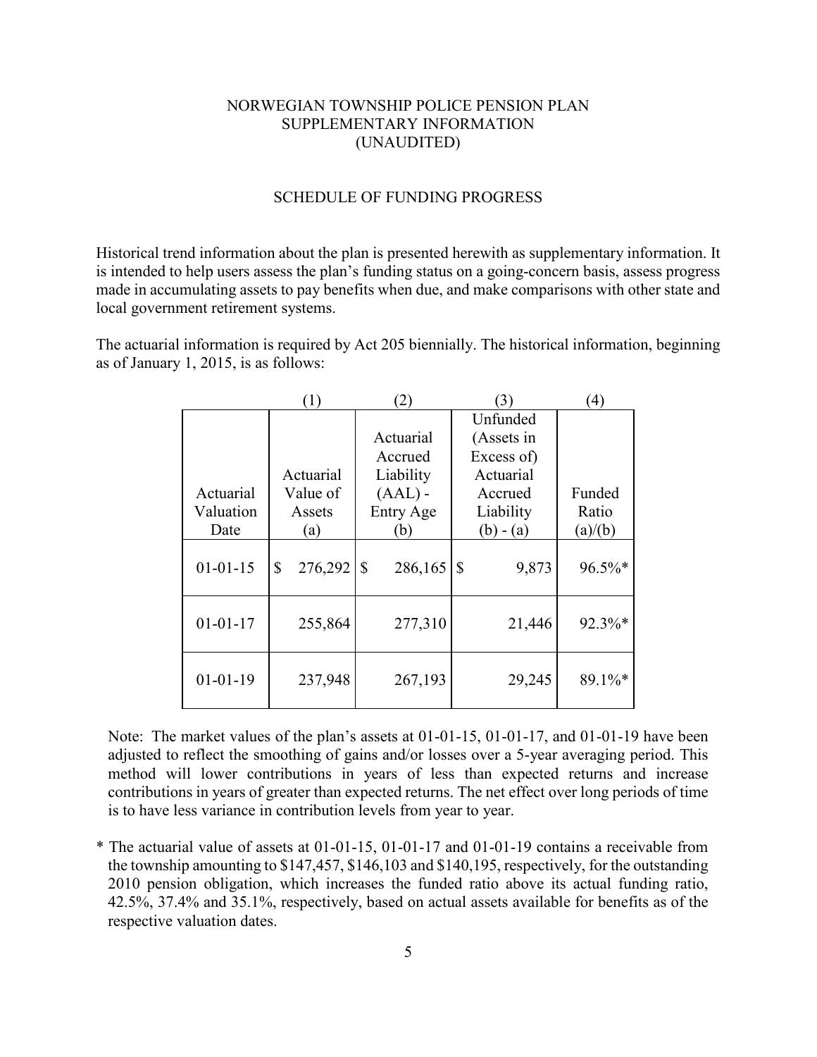NORWEGIAN TOWNSHIP POLICE PENSION PLAN
SUPPLEMENTARY INFORMATION
(UNAUDITED)

## SCHEDULE OF FUNDING PROGRESS

Historical trend information about the plan is presented herewith as supplementary information. It is intended to help users assess the plan's funding status on a going-concern basis, assess progress made in accumulating assets to pay benefits when due, and make comparisons with other state and local government retirement systems.

The actuarial information is required by Act 205 biennially. The historical information, beginning as of January 1, 2015, is as follows:

| | (1) | (2) | (3) | (4) |
|---|---|---|---|---|
| Actuarial Valuation Date | Actuarial Value of Assets (a) | Actuarial Accrued Liability (AAL) - Entry Age (b) | Unfunded (Assets in Excess of) Actuarial Accrued Liability (b) - (a) | Funded Ratio (a)/(b) |
| 01-01-15 | $ 276,292 | $ 286,165 | $ 9,873 | 96.5%* |
| 01-01-17 | 255,864 | 277,310 | 21,446 | 92.3%* |
| 01-01-19 | 237,948 | 267,193 | 29,245 | 89.1%* |

Note: The market values of the plan's assets at 01-01-15, 01-01-17, and 01-01-19 have been adjusted to reflect the smoothing of gains and/or losses over a 5-year averaging period. This method will lower contributions in years of less than expected returns and increase contributions in years of greater than expected returns. The net effect over long periods of time is to have less variance in contribution levels from year to year.

\* The actuarial value of assets at 01-01-15, 01-01-17 and 01-01-19 contains a receivable from the township amounting to $147,457, $146,103 and $140,195, respectively, for the outstanding 2010 pension obligation, which increases the funded ratio above its actual funding ratio, 42.5%, 37.4% and 35.1%, respectively, based on actual assets available for benefits as of the respective valuation dates.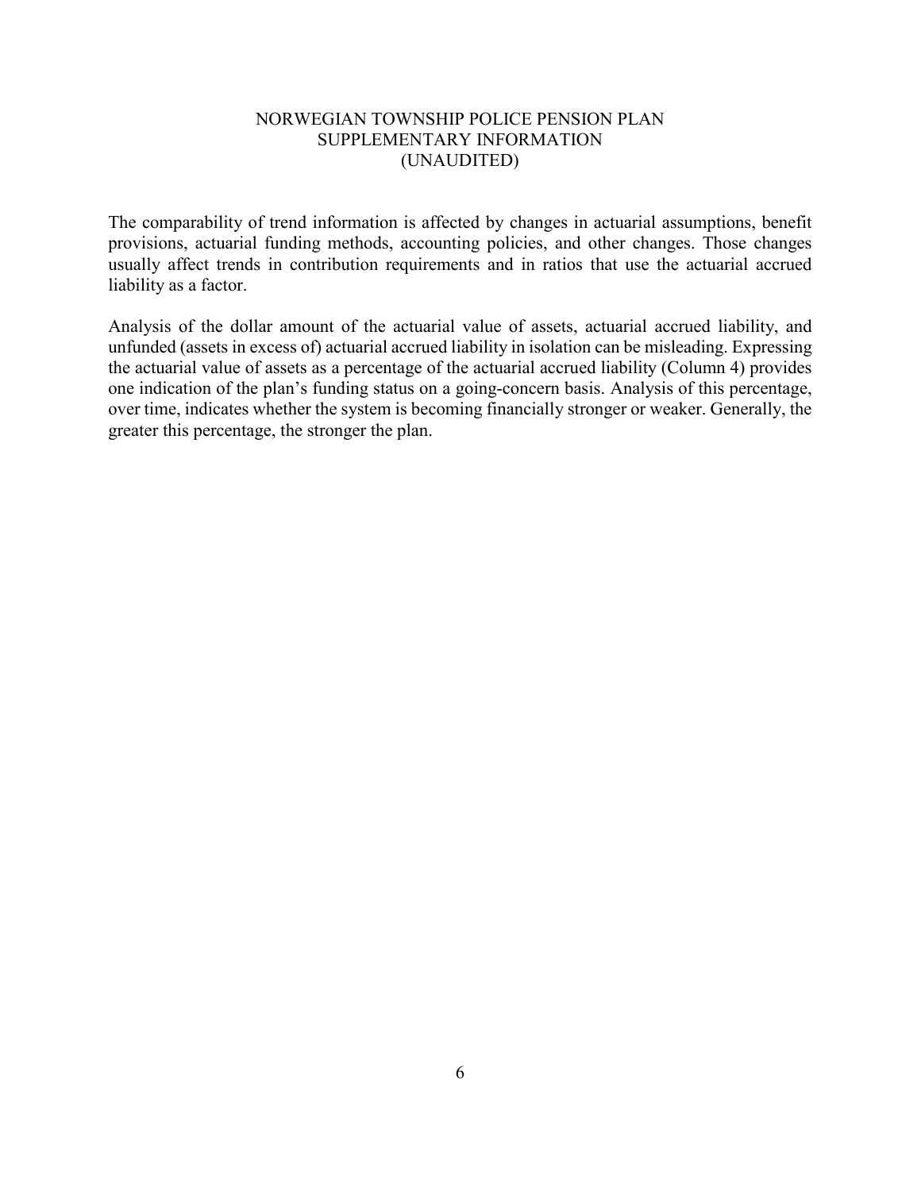# NORWEGIAN TOWNSHIP POLICE PENSION PLAN
## SUPPLEMENTARY INFORMATION
## (UNAUDITED)

The comparability of trend information is affected by changes in actuarial assumptions, benefit provisions, actuarial funding methods, accounting policies, and other changes. Those changes usually affect trends in contribution requirements and in ratios that use the actuarial accrued liability as a factor.

Analysis of the dollar amount of the actuarial value of assets, actuarial accrued liability, and unfunded (assets in excess of) actuarial accrued liability in isolation can be misleading. Expressing the actuarial value of assets as a percentage of the actuarial accrued liability (Column 4) provides one indication of the plan's funding status on a going-concern basis. Analysis of this percentage, over time, indicates whether the system is becoming financially stronger or weaker. Generally, the greater this percentage, the stronger the plan.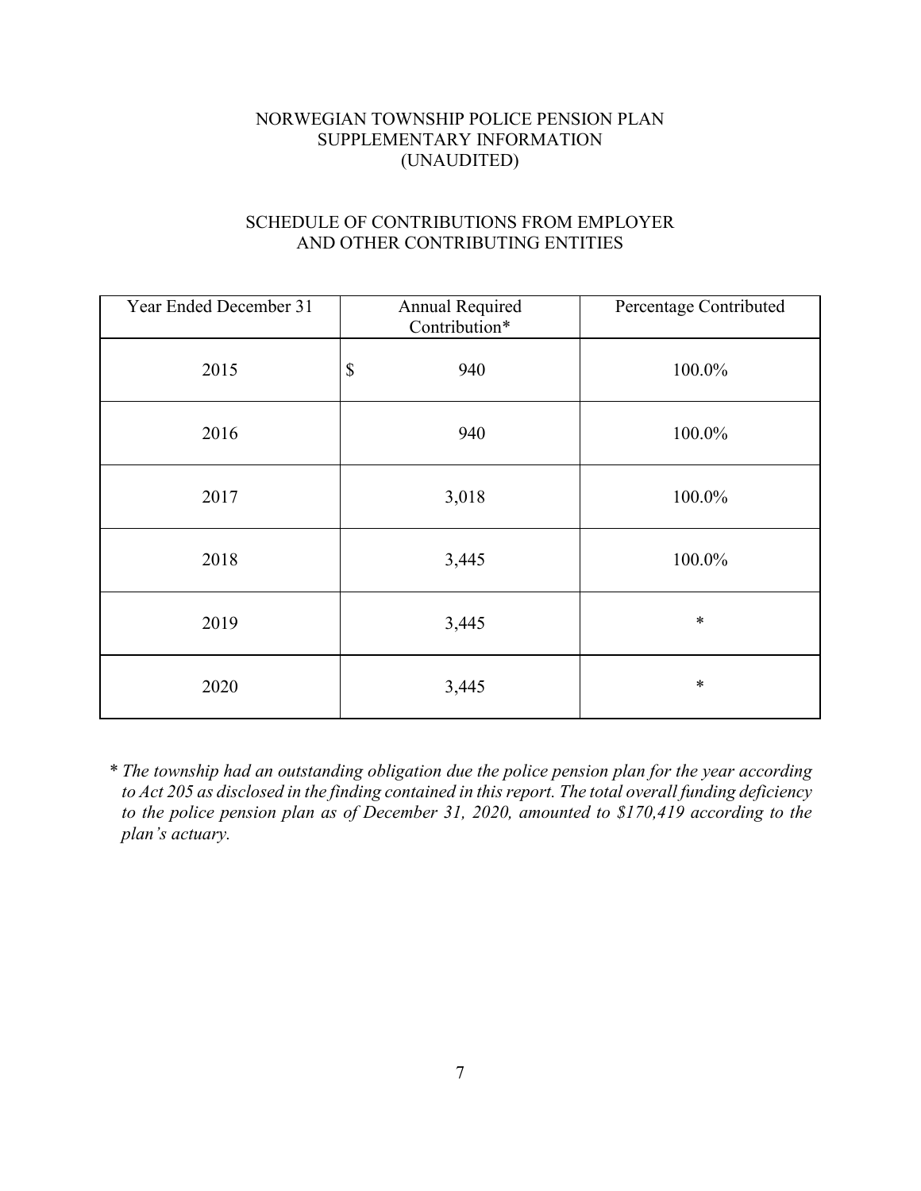NORWEGIAN TOWNSHIP POLICE PENSION PLAN
SUPPLEMENTARY INFORMATION
(UNAUDITED)

## SCHEDULE OF CONTRIBUTIONS FROM EMPLOYER AND OTHER CONTRIBUTING ENTITIES

| Year Ended December 31 | Annual Required Contribution* | Percentage Contributed |
|---|---|---|
| 2015 | $ 940 | 100.0% |
| 2016 | 940 | 100.0% |
| 2017 | 3,018 | 100.0% |
| 2018 | 3,445 | 100.0% |
| 2019 | 3,445 | * |
| 2020 | 3,445 | * |

*\* The township had an outstanding obligation due the police pension plan for the year according to Act 205 as disclosed in the finding contained in this report. The total overall funding deficiency to the police pension plan as of December 31, 2020, amounted to $170,419 according to the plan's actuary.*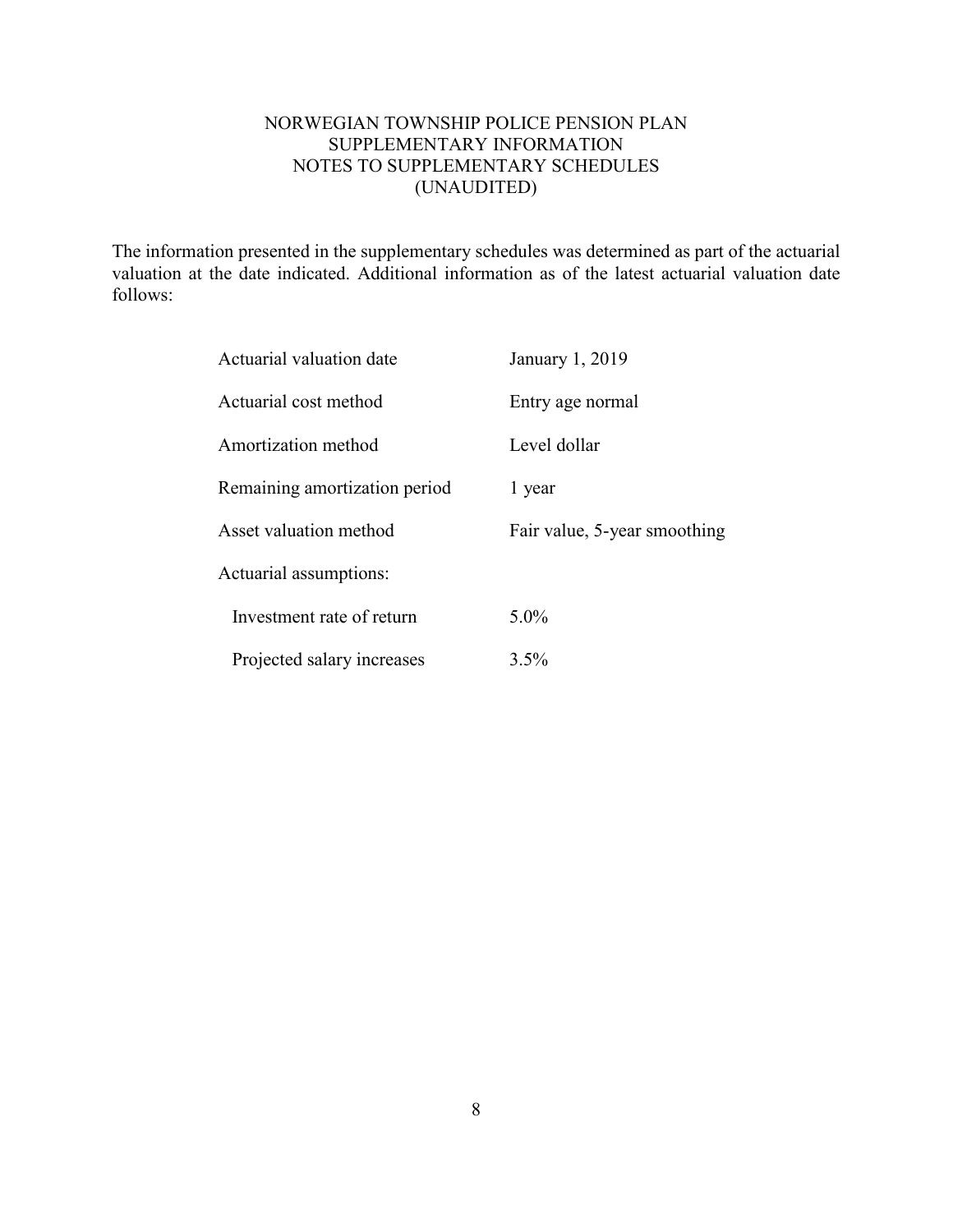# NORWEGIAN TOWNSHIP POLICE PENSION PLAN
## SUPPLEMENTARY INFORMATION
## NOTES TO SUPPLEMENTARY SCHEDULES
## (UNAUDITED)

The information presented in the supplementary schedules was determined as part of the actuarial valuation at the date indicated. Additional information as of the latest actuarial valuation date follows:

| | |
|---|---|
| Actuarial valuation date | January 1, 2019 |
| Actuarial cost method | Entry age normal |
| Amortization method | Level dollar |
| Remaining amortization period | 1 year |
| Asset valuation method | Fair value, 5-year smoothing |
| Actuarial assumptions: | |
| Investment rate of return | 5.0% |
| Projected salary increases | 3.5% |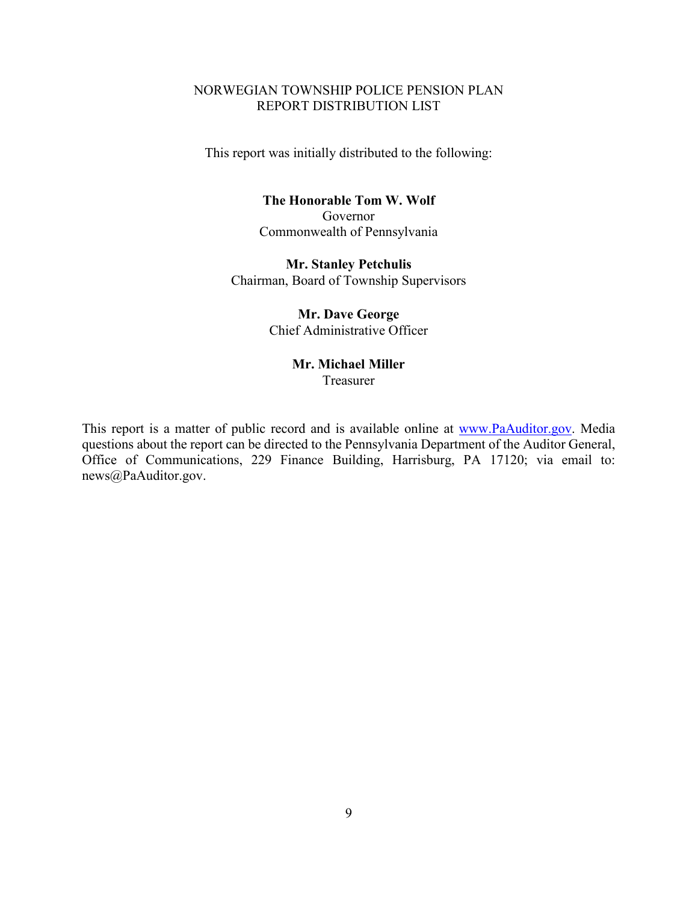NORWEGIAN TOWNSHIP POLICE PENSION PLAN
REPORT DISTRIBUTION LIST

This report was initially distributed to the following:

**The Honorable Tom W. Wolf**
Governor
Commonwealth of Pennsylvania

**Mr. Stanley Petchulis**
Chairman, Board of Township Supervisors

**Mr. Dave George**
Chief Administrative Officer

**Mr. Michael Miller**
Treasurer

This report is a matter of public record and is available online at www.PaAuditor.gov. Media questions about the report can be directed to the Pennsylvania Department of the Auditor General, Office of Communications, 229 Finance Building, Harrisburg, PA 17120; via email to: news@PaAuditor.gov.